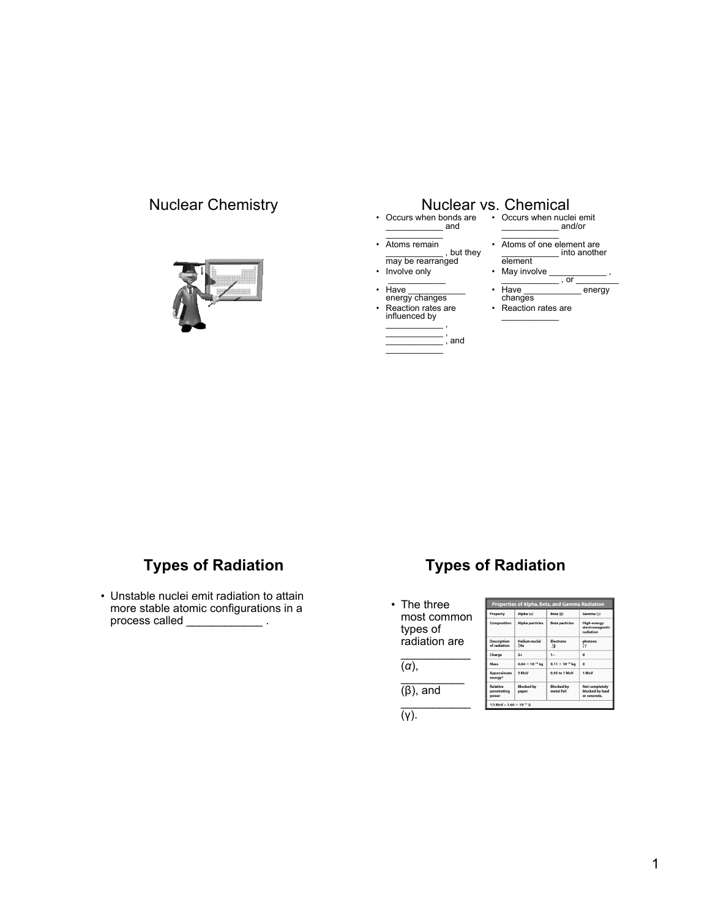# Nuclear Chemistry

# Nuclear vs. Chemical

- Occurs when bonds are ___________ and ___________
- Atoms remain ___________ , but they may be rearranged
- Involve only ___________
- Have ___________ energy changes
- Reaction rates are influenced by ___________ , ___________ , ___________ , and ___________

- Occurs when nuclei emit ___________ and/or ___________
- Atoms of one element are ___________ into another element
- May involve ___________ , ___________ , or ___________
- Have ___________ energy changes
- Reaction rates are ___________

# Types of Radiation

- Unstable nuclei emit radiation to attain more stable atomic configurations in a process called ___________ .

# Types of Radiation

- The three most common types of radiation are ___________ (*α*), ___________ (β), and ___________ (γ).

**Properties of Alpha, Beta, and Gamma Radiation**

| Property | Alpha (α) | Beta (β) | Gamma (γ) |
|---|---|---|---|
| Composition | Alpha particles | Beta particles | High-energy electromagnetic radiation |
| Description of radiation | Helium nuclei $^{4}_{2}He$ | Electrons $^{0}_{-1}\beta$ | photons $^{0}_{0}\gamma$ |
| Charge | 2+ | 1− | 0 |
| Mass | $6.64 \times 10^{-24}$ kg | $9.11 \times 10^{-28}$ kg | 0 |
| Approximate energy* | 5 MeV | 0.05 to 1 MeV | 1 MeV |
| Relative penetrating power | Blocked by paper | Blocked by metal foil | Not completely blocked by lead or concrete. |

*(1 MeV = $1.60 \times 10^{-13}$ J)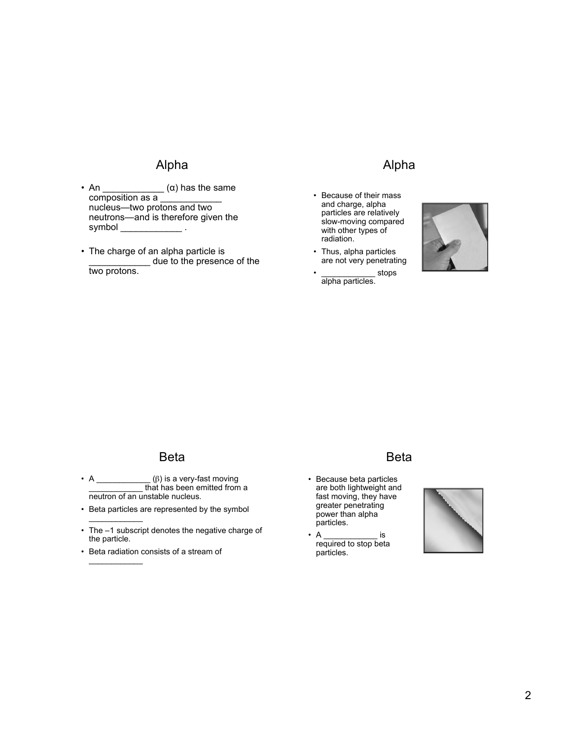## Alpha

- An ____________ (α) has the same composition as a ____________ nucleus—two protons and two neutrons—and is therefore given the symbol ____________ .
- The charge of an alpha particle is ____________ due to the presence of the two protons.

## Alpha

- Because of their mass and charge, alpha particles are relatively slow-moving compared with other types of radiation.
- Thus, alpha particles are not very penetrating
- ____________ stops alpha particles.

## Beta

- A ____________ (β) is a very-fast moving ____________ that has been emitted from a neutron of an unstable nucleus.
- Beta particles are represented by the symbol ____________
- The –1 subscript denotes the negative charge of the particle.
- Beta radiation consists of a stream of ____________

## Beta

- Because beta particles are both lightweight and fast moving, they have greater penetrating power than alpha particles.
- A ____________ is required to stop beta particles.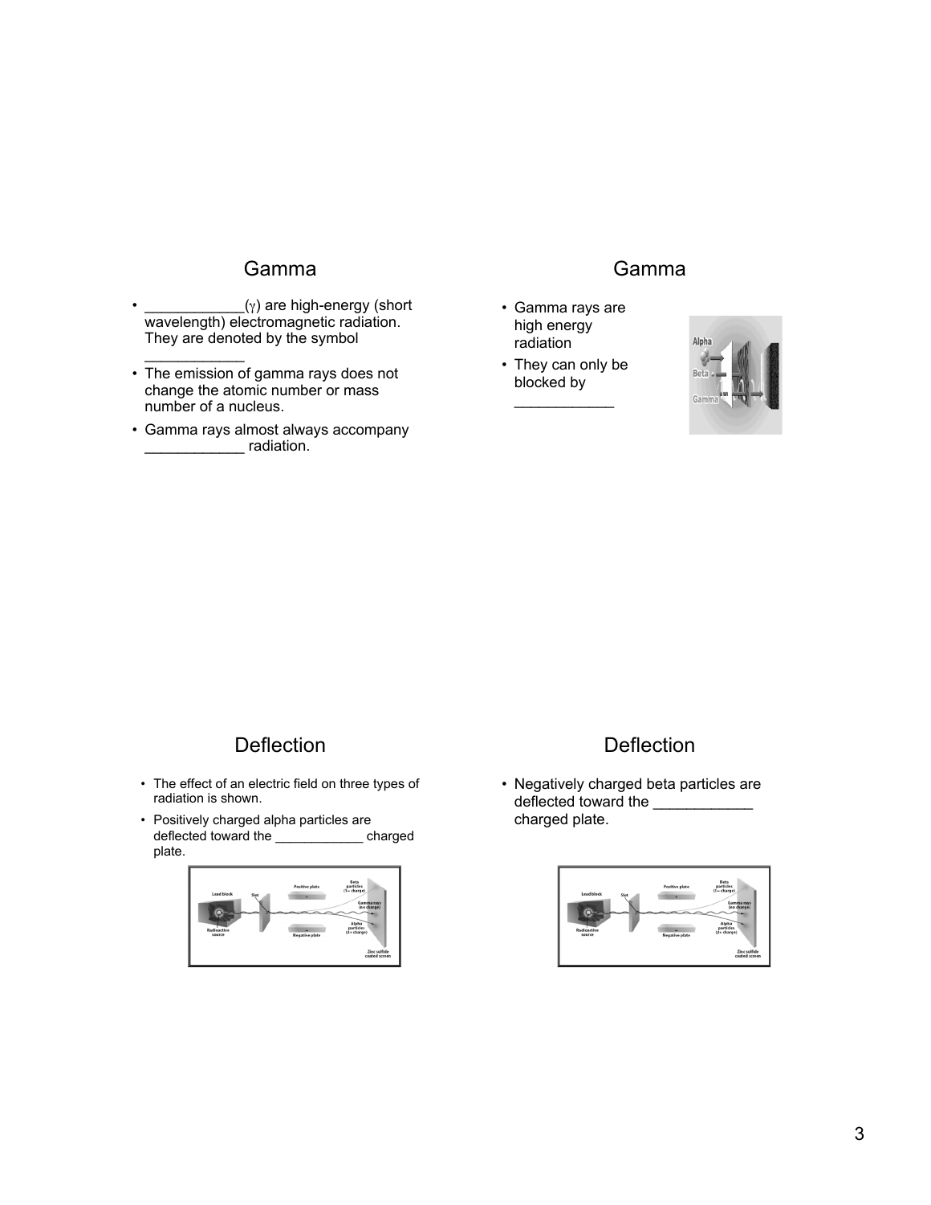## Gamma

- ____________($\gamma$) are high-energy (short wavelength) electromagnetic radiation. They are denoted by the symbol ____________
- The emission of gamma rays does not change the atomic number or mass number of a nucleus.
- Gamma rays almost always accompany ____________ radiation.

## Gamma

- Gamma rays are high energy radiation
- They can only be blocked by ____________

## Deflection

- The effect of an electric field on three types of radiation is shown.
- Positively charged alpha particles are deflected toward the ____________ charged plate.

## Deflection

- Negatively charged beta particles are deflected toward the ____________ charged plate.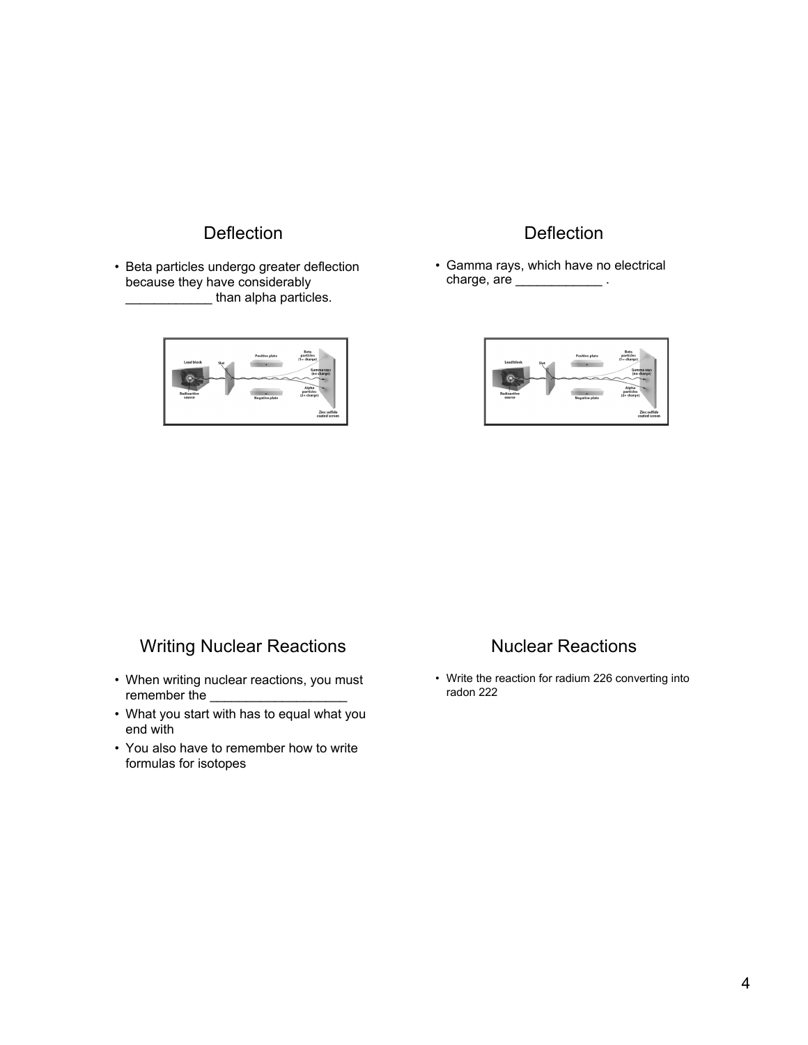## Deflection

- Beta particles undergo greater deflection because they have considerably ____________ than alpha particles.

## Deflection

- Gamma rays, which have no electrical charge, are ____________ .

## Writing Nuclear Reactions

- When writing nuclear reactions, you must remember the ___________________
- What you start with has to equal what you end with
- You also have to remember how to write formulas for isotopes

## Nuclear Reactions

- Write the reaction for radium 226 converting into radon 222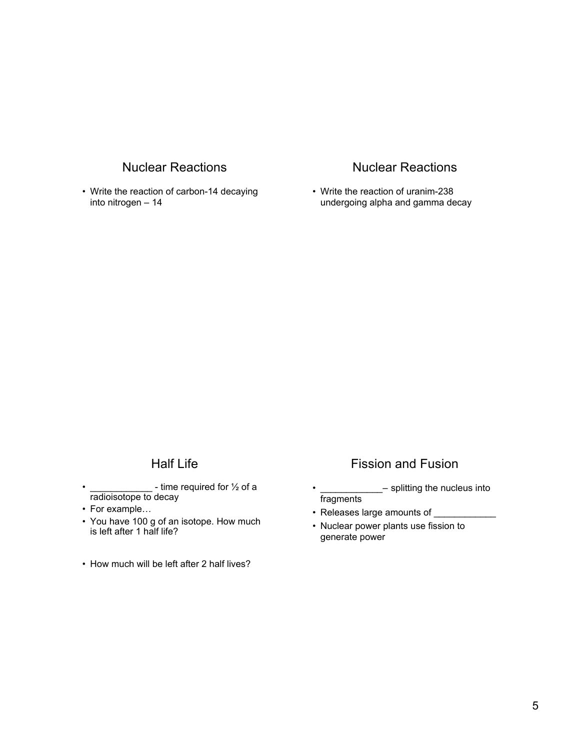## Nuclear Reactions

- Write the reaction of carbon-14 decaying into nitrogen – 14

## Nuclear Reactions

- Write the reaction of uranim-238 undergoing alpha and gamma decay

## Half Life

- ____________ - time required for ½ of a radioisotope to decay
- For example…
- You have 100 g of an isotope. How much is left after 1 half life?
- How much will be left after 2 half lives?

## Fission and Fusion

- ____________– splitting the nucleus into fragments
- Releases large amounts of ____________
- Nuclear power plants use fission to generate power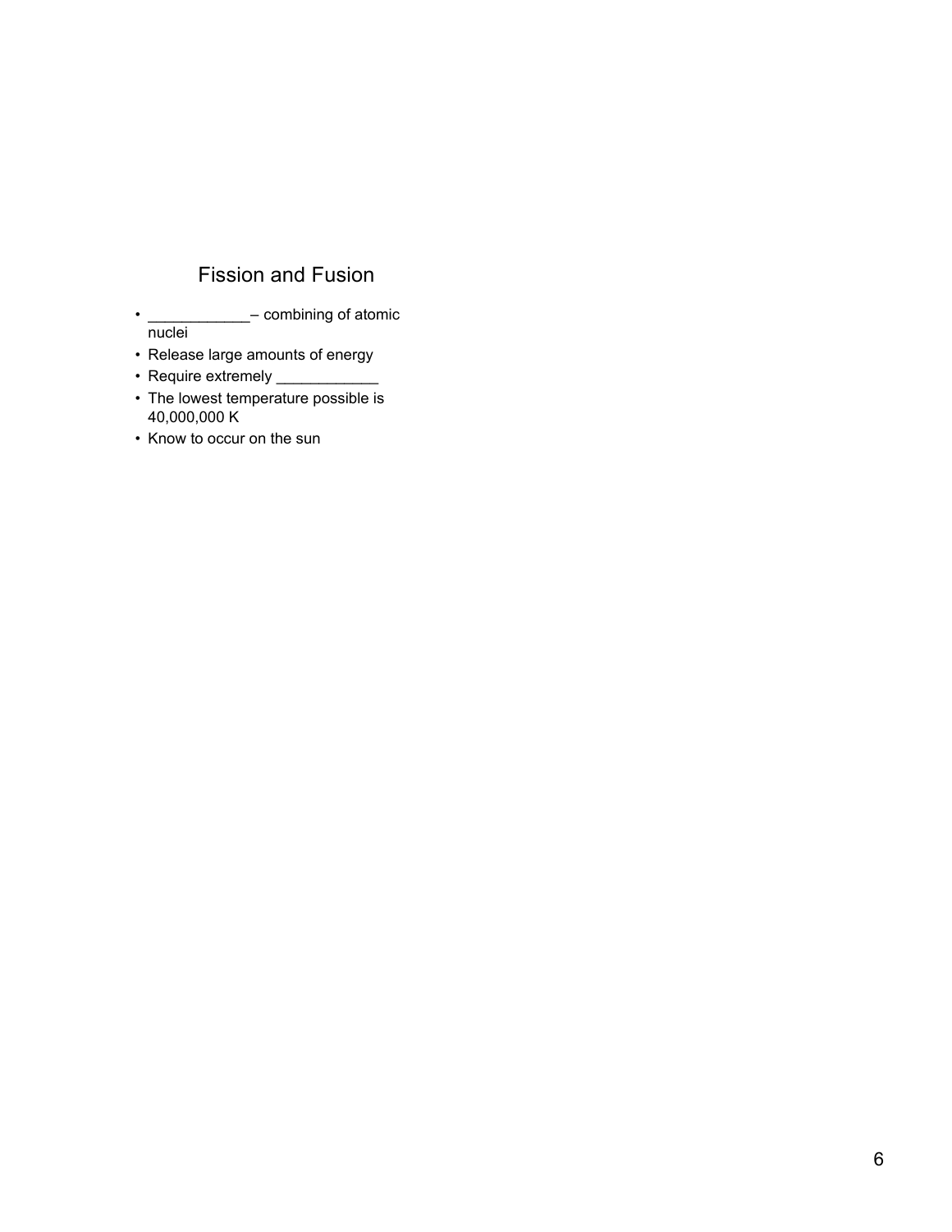## Fission and Fusion

- ____________– combining of atomic nuclei
- Release large amounts of energy
- Require extremely ____________
- The lowest temperature possible is 40,000,000 K
- Know to occur on the sun